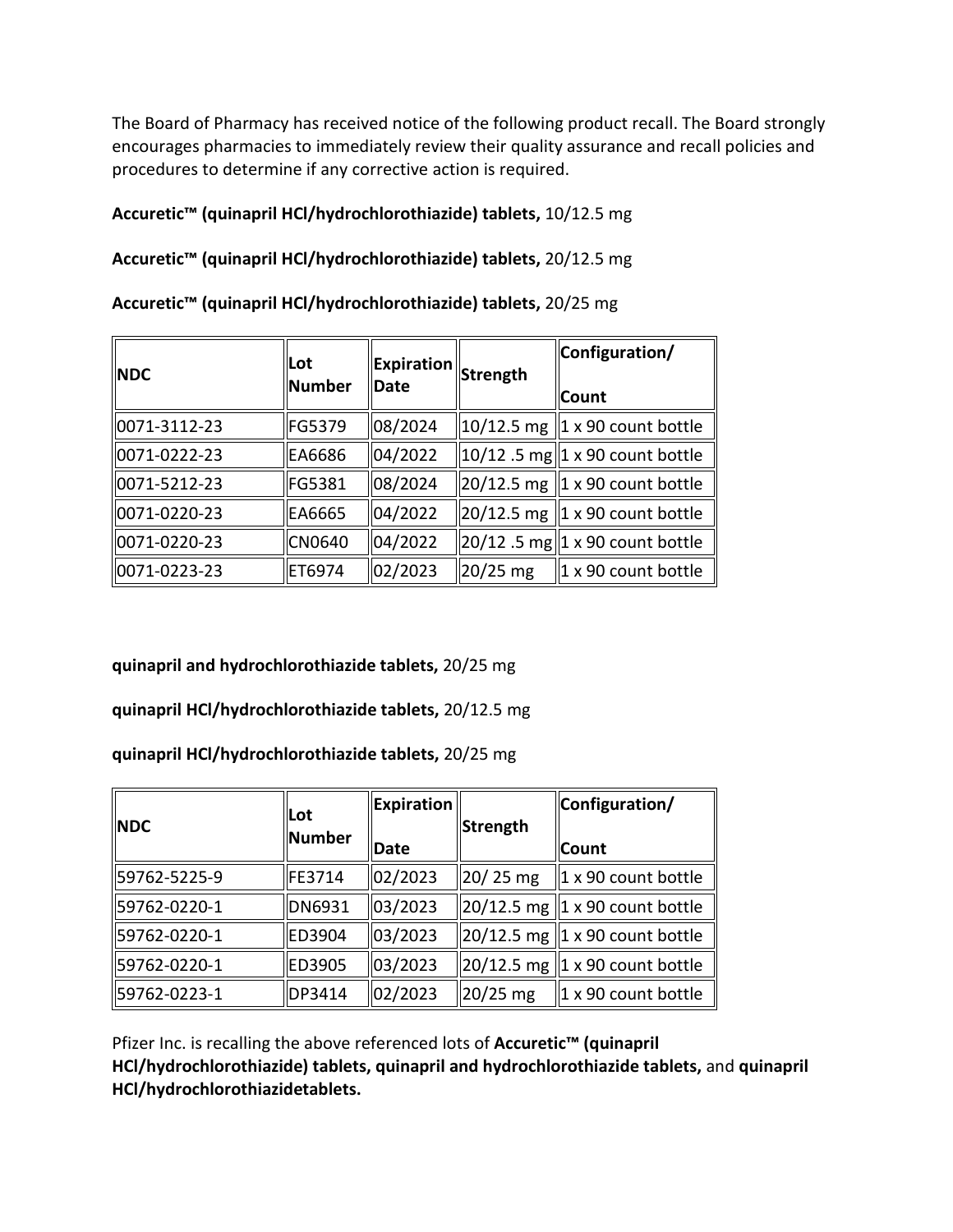The Board of Pharmacy has received notice of the following product recall. The Board strongly encourages pharmacies to immediately review their quality assurance and recall policies and procedures to determine if any corrective action is required.

**Accuretic™ (quinapril HCl/hydrochlorothiazide) tablets,** 10/12.5 mg

**Accuretic™ (quinapril HCl/hydrochlorothiazide) tablets,** 20/12.5 mg

**Accuretic™ (quinapril HCl/hydrochlorothiazide) tablets,** 20/25 mg

| NDC | Lot Number | Expiration Date | Strength | Configuration/ Count |
|---|---|---|---|---|
| 0071-3112-23 | FG5379 | 08/2024 | 10/12.5 mg | 1 x 90 count bottle |
| 0071-0222-23 | EA6686 | 04/2022 | 10/12 .5 mg | 1 x 90 count bottle |
| 0071-5212-23 | FG5381 | 08/2024 | 20/12.5 mg | 1 x 90 count bottle |
| 0071-0220-23 | EA6665 | 04/2022 | 20/12.5 mg | 1 x 90 count bottle |
| 0071-0220-23 | CN0640 | 04/2022 | 20/12 .5 mg | 1 x 90 count bottle |
| 0071-0223-23 | ET6974 | 02/2023 | 20/25 mg | 1 x 90 count bottle |

**quinapril and hydrochlorothiazide tablets,** 20/25 mg

**quinapril HCl/hydrochlorothiazide tablets,** 20/12.5 mg

**quinapril HCl/hydrochlorothiazide tablets,** 20/25 mg

| NDC | Lot Number | Expiration Date | Strength | Configuration/ Count |
|---|---|---|---|---|
| 59762-5225-9 | FE3714 | 02/2023 | 20/ 25 mg | 1 x 90 count bottle |
| 59762-0220-1 | DN6931 | 03/2023 | 20/12.5 mg | 1 x 90 count bottle |
| 59762-0220-1 | ED3904 | 03/2023 | 20/12.5 mg | 1 x 90 count bottle |
| 59762-0220-1 | ED3905 | 03/2023 | 20/12.5 mg | 1 x 90 count bottle |
| 59762-0223-1 | DP3414 | 02/2023 | 20/25 mg | 1 x 90 count bottle |

Pfizer Inc. is recalling the above referenced lots of **Accuretic™ (quinapril HCl/hydrochlorothiazide) tablets, quinapril and hydrochlorothiazide tablets,** and **quinapril HCl/hydrochlorothiazidetablets.**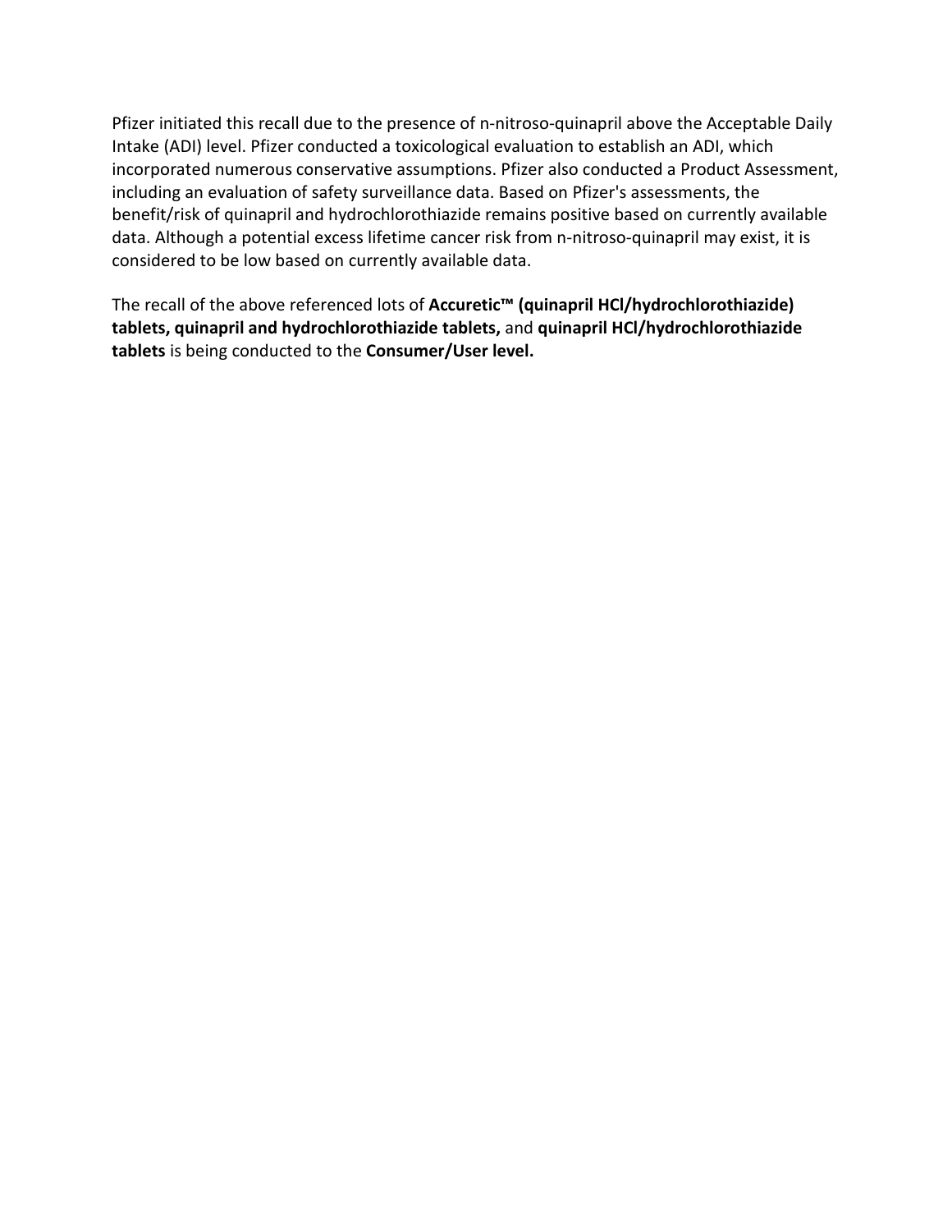Pfizer initiated this recall due to the presence of n-nitroso-quinapril above the Acceptable Daily Intake (ADI) level. Pfizer conducted a toxicological evaluation to establish an ADI, which incorporated numerous conservative assumptions. Pfizer also conducted a Product Assessment, including an evaluation of safety surveillance data. Based on Pfizer's assessments, the benefit/risk of quinapril and hydrochlorothiazide remains positive based on currently available data. Although a potential excess lifetime cancer risk from n-nitroso-quinapril may exist, it is considered to be low based on currently available data.

The recall of the above referenced lots of **Accuretic™ (quinapril HCl/hydrochlorothiazide) tablets, quinapril and hydrochlorothiazide tablets,** and **quinapril HCl/hydrochlorothiazide tablets** is being conducted to the **Consumer/User level.**